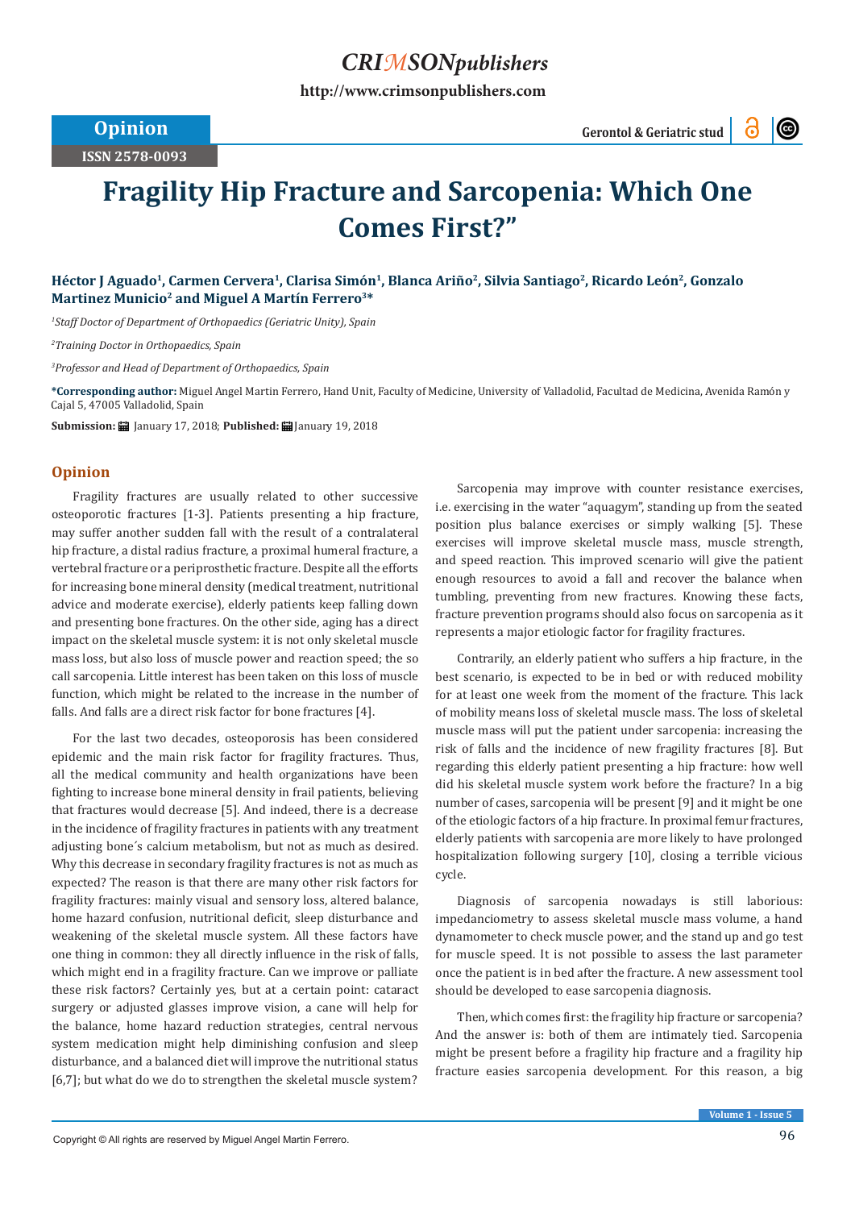# Fragility Hip Fracture and Sarcopenia: Which One Comes First?"

**Héctor J Aguado[1], Carmen Cervera[1], Clarisa Simón[1], Blanca Ariño[2], Silvia Santiago[2], Ricardo León[2], Gonzalo Martinez Municio[2] and Miguel A Martín Ferrero[3]***

[1]*Staff Doctor of Department of Orthopaedics (Geriatric Unity), Spain*

[2]*Training Doctor in Orthopaedics, Spain*

[3]*Professor and Head of Department of Orthopaedics, Spain*

**\*Corresponding author:** Miguel Angel Martin Ferrero, Hand Unit, Faculty of Medicine, University of Valladolid, Facultad de Medicina, Avenida Ramón y Cajal 5, 47005 Valladolid, Spain

**Submission:** January 17, 2018; **Published:** January 19, 2018

## Opinion

Fragility fractures are usually related to other successive osteoporotic fractures [1-3]. Patients presenting a hip fracture, may suffer another sudden fall with the result of a contralateral hip fracture, a distal radius fracture, a proximal humeral fracture, a vertebral fracture or a periprosthetic fracture. Despite all the efforts for increasing bone mineral density (medical treatment, nutritional advice and moderate exercise), elderly patients keep falling down and presenting bone fractures. On the other side, aging has a direct impact on the skeletal muscle system: it is not only skeletal muscle mass loss, but also loss of muscle power and reaction speed; the so call sarcopenia. Little interest has been taken on this loss of muscle function, which might be related to the increase in the number of falls. And falls are a direct risk factor for bone fractures [4].

For the last two decades, osteoporosis has been considered epidemic and the main risk factor for fragility fractures. Thus, all the medical community and health organizations have been fighting to increase bone mineral density in frail patients, believing that fractures would decrease [5]. And indeed, there is a decrease in the incidence of fragility fractures in patients with any treatment adjusting bone´s calcium metabolism, but not as much as desired. Why this decrease in secondary fragility fractures is not as much as expected? The reason is that there are many other risk factors for fragility fractures: mainly visual and sensory loss, altered balance, home hazard confusion, nutritional deficit, sleep disturbance and weakening of the skeletal muscle system. All these factors have one thing in common: they all directly influence in the risk of falls, which might end in a fragility fracture. Can we improve or palliate these risk factors? Certainly yes, but at a certain point: cataract surgery or adjusted glasses improve vision, a cane will help for the balance, home hazard reduction strategies, central nervous system medication might help diminishing confusion and sleep disturbance, and a balanced diet will improve the nutritional status [6,7]; but what do we do to strengthen the skeletal muscle system?

Sarcopenia may improve with counter resistance exercises, i.e. exercising in the water "aquagym", standing up from the seated position plus balance exercises or simply walking [5]. These exercises will improve skeletal muscle mass, muscle strength, and speed reaction. This improved scenario will give the patient enough resources to avoid a fall and recover the balance when tumbling, preventing from new fractures. Knowing these facts, fracture prevention programs should also focus on sarcopenia as it represents a major etiologic factor for fragility fractures.

Contrarily, an elderly patient who suffers a hip fracture, in the best scenario, is expected to be in bed or with reduced mobility for at least one week from the moment of the fracture. This lack of mobility means loss of skeletal muscle mass. The loss of skeletal muscle mass will put the patient under sarcopenia: increasing the risk of falls and the incidence of new fragility fractures [8]. But regarding this elderly patient presenting a hip fracture: how well did his skeletal muscle system work before the fracture? In a big number of cases, sarcopenia will be present [9] and it might be one of the etiologic factors of a hip fracture. In proximal femur fractures, elderly patients with sarcopenia are more likely to have prolonged hospitalization following surgery [10], closing a terrible vicious cycle.

Diagnosis of sarcopenia nowadays is still laborious: impedanciometry to assess skeletal muscle mass volume, a hand dynamometer to check muscle power, and the stand up and go test for muscle speed. It is not possible to assess the last parameter once the patient is in bed after the fracture. A new assessment tool should be developed to ease sarcopenia diagnosis.

Then, which comes first: the fragility hip fracture or sarcopenia? And the answer is: both of them are intimately tied. Sarcopenia might be present before a fragility hip fracture and a fragility hip fracture easies sarcopenia development. For this reason, a big

Copyright © All rights are reserved by Miguel Angel Martin Ferrero.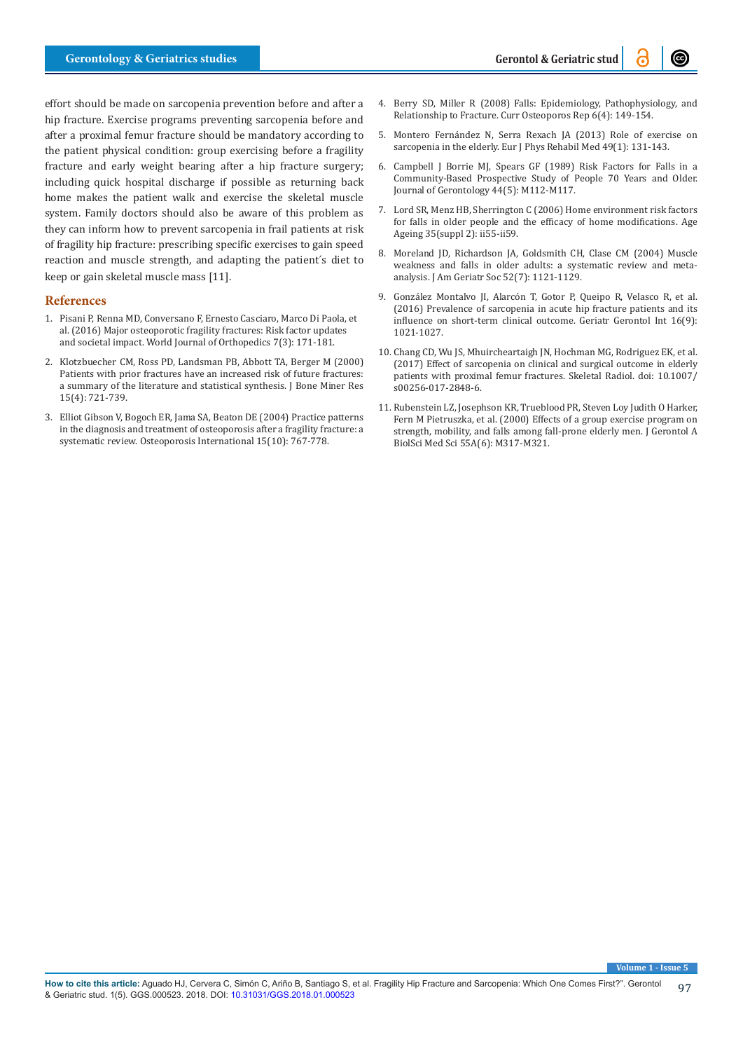effort should be made on sarcopenia prevention before and after a hip fracture. Exercise programs preventing sarcopenia before and after a proximal femur fracture should be mandatory according to the patient physical condition: group exercising before a fragility fracture and early weight bearing after a hip fracture surgery; including quick hospital discharge if possible as returning back home makes the patient walk and exercise the skeletal muscle system. Family doctors should also be aware of this problem as they can inform how to prevent sarcopenia in frail patients at risk of fragility hip fracture: prescribing specific exercises to gain speed reaction and muscle strength, and adapting the patient´s diet to keep or gain skeletal muscle mass [11].

## References

1. Pisani P, Renna MD, Conversano F, Ernesto Casciaro, Marco Di Paola, et al. (2016) Major osteoporotic fragility fractures: Risk factor updates and societal impact. World Journal of Orthopedics 7(3): 171-181.
2. Klotzbuecher CM, Ross PD, Landsman PB, Abbott TA, Berger M (2000) Patients with prior fractures have an increased risk of future fractures: a summary of the literature and statistical synthesis. J Bone Miner Res 15(4): 721-739.
3. Elliot Gibson V, Bogoch ER, Jama SA, Beaton DE (2004) Practice patterns in the diagnosis and treatment of osteoporosis after a fragility fracture: a systematic review. Osteoporosis International 15(10): 767-778.
4. Berry SD, Miller R (2008) Falls: Epidemiology, Pathophysiology, and Relationship to Fracture. Curr Osteoporos Rep 6(4): 149-154.
5. Montero Fernández N, Serra Rexach JA (2013) Role of exercise on sarcopenia in the elderly. Eur J Phys Rehabil Med 49(1): 131-143.
6. Campbell J Borrie MJ, Spears GF (1989) Risk Factors for Falls in a Community-Based Prospective Study of People 70 Years and Older. Journal of Gerontology 44(5): M112-M117.
7. Lord SR, Menz HB, Sherrington C (2006) Home environment risk factors for falls in older people and the efficacy of home modifications. Age Ageing 35(suppl 2): ii55-ii59.
8. Moreland JD, Richardson JA, Goldsmith CH, Clase CM (2004) Muscle weakness and falls in older adults: a systematic review and meta-analysis. J Am Geriatr Soc 52(7): 1121-1129.
9. González Montalvo JI, Alarcón T, Gotor P, Queipo R, Velasco R, et al. (2016) Prevalence of sarcopenia in acute hip fracture patients and its influence on short-term clinical outcome. Geriatr Gerontol Int 16(9): 1021-1027.
10. Chang CD, Wu JS, Mhuircheartaigh JN, Hochman MG, Rodriguez EK, et al. (2017) Effect of sarcopenia on clinical and surgical outcome in elderly patients with proximal femur fractures. Skeletal Radiol. doi: 10.1007/s00256-017-2848-6.
11. Rubenstein LZ, Josephson KR, Trueblood PR, Steven Loy Judith O Harker, Fern M Pietruszka, et al. (2000) Effects of a group exercise program on strength, mobility, and falls among fall-prone elderly men. J Gerontol A BiolSci Med Sci 55A(6): M317-M321.

**How to cite this article:** Aguado HJ, Cervera C, Simón C, Ariño B, Santiago S, et al. Fragility Hip Fracture and Sarcopenia: Which One Comes First?". Gerontol & Geriatric stud. 1(5). GGS.000523. 2018. DOI: 10.31031/GGS.2018.01.000523